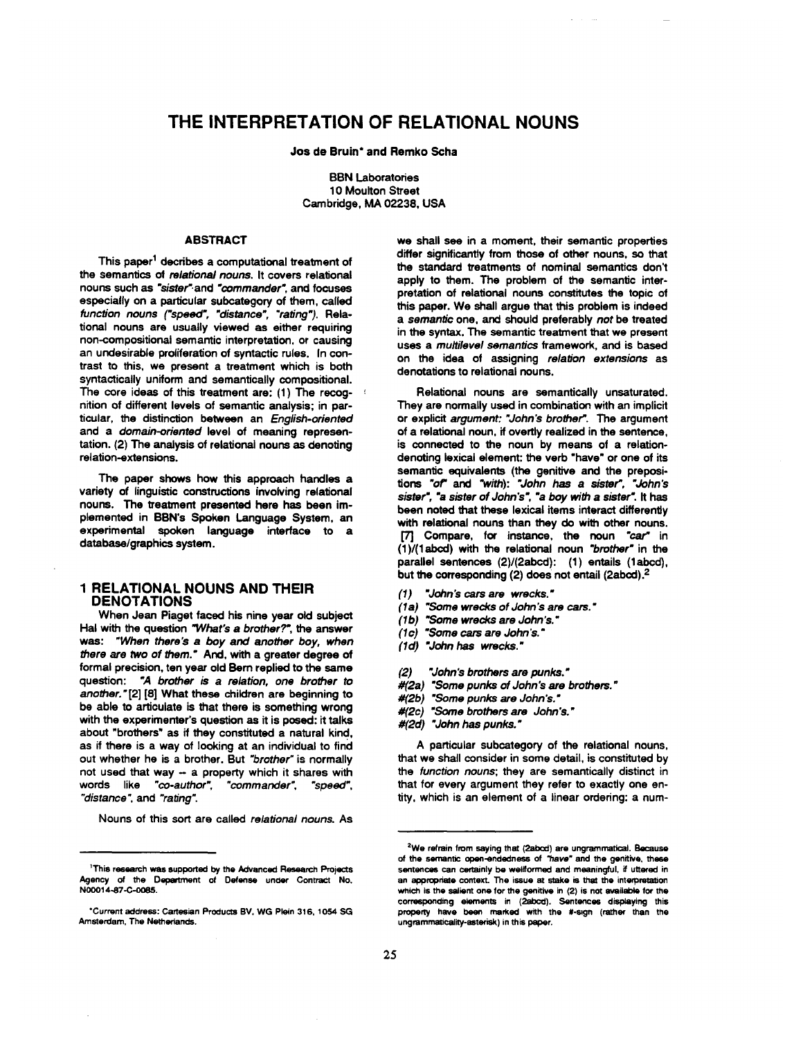# THE INTERPRETATION OF RELATIONAL NOUNS

**Jos de Bruin\* and Remko Scha**

BBN Laboratories
10 Moulton Street
Cambridge, MA 02238, USA

## ABSTRACT

This paper[1] decribes a computational treatment of the semantics of *relational nouns*. It covers relational nouns such as *"sister"* and *"commander"*, and focuses especially on a particular subcategory of them, called *function nouns* (*"speed"*, *"distance"*, *"rating"*). Relational nouns are usually viewed as either requiring non-compositional semantic interpretation, or causing an undesirable proliferation of syntactic rules. In contrast to this, we present a treatment which is both syntactically uniform and semantically compositional. The core ideas of this treatment are: (1) The recognition of different levels of semantic analysis; in particular, the distinction between an *English-oriented* and a *domain-oriented* level of meaning representation. (2) The analysis of relational nouns as denoting relation-extensions.

The paper shows how this approach handles a variety of linguistic constructions involving relational nouns. The treatment presented here has been implemented in BBN's Spoken Language System, an experimental spoken language interface to a database/graphics system.

## 1 RELATIONAL NOUNS AND THEIR DENOTATIONS

When Jean Piaget faced his nine year old subject Hal with the question *"What's a brother?"*, the answer was: *"When there's a boy and another boy, when there are two of them."* And, with a greater degree of formal precision, ten year old Bern replied to the same question: *"A brother is a relation, one brother to another."* [2] [8] What these children are beginning to be able to articulate is that there is something wrong with the experimenter's question as it is posed: it talks about "brothers" as if they constituted a natural kind, as if there is a way of looking at an individual to find out whether he is a brother. But *"brother"* is normally not used that way -- a property which it shares with words like *"co-author"*, *"commander"*, *"speed"*, *"distance"*, and *"rating"*.

Nouns of this sort are called *relational nouns*. As we shall see in a moment, their semantic properties differ significantly from those of other nouns, so that the standard treatments of nominal semantics don't apply to them. The problem of the semantic interpretation of relational nouns constitutes the topic of this paper. We shall argue that this problem is indeed a *semantic* one, and should preferably *not* be treated in the syntax. The semantic treatment that we present uses a *multilevel semantics* framework, and is based on the idea of assigning *relation extensions* as denotations to relational nouns.

Relational nouns are semantically unsaturated. They are normally used in combination with an implicit or explicit *argument*: *"John's brother"*. The argument of a relational noun, if overtly realized in the sentence, is connected to the noun by means of a relation-denoting lexical element: the verb "have" or one of its semantic equivalents (the genitive and the prepositions *"of"* and *"with"*): *"John has a sister"*, *"John's sister"*, *"a sister of John's"*, *"a boy with a sister"*. It has been noted that these lexical items interact differently with relational nouns than they do with other nouns. [7] Compare, for instance, the noun *"car"* in (1)/(1abcd) with the relational noun *"brother"* in the parallel sentences (2)/(2abcd): (1) entails (1abcd), but the corresponding (2) does not entail (2abcd).[2]

*(1) "John's cars are wrecks."*
*(1a) "Some wrecks of John's are cars."*
*(1b) "Some wrecks are John's."*
*(1c) "Some cars are John's."*
*(1d) "John has wrecks."*

*(2) "John's brothers are punks."*
*#(2a) "Some punks of John's are brothers."*
*#(2b) "Some punks are John's."*
*#(2c) "Some brothers are John's."*
*#(2d) "John has punks."*

A particular subcategory of the relational nouns, that we shall consider in some detail, is constituted by the *function nouns*; they are semantically distinct in that for every argument they refer to exactly one entity, which is an element of a linear ordering: a num-

---

[1] This research was supported by the Advanced Research Projects Agency of the Department of Defense under Contract No. N00014-87-C-0085.

\*Current address: Cartesian Products BV, WG Plein 316, 1054 SG Amsterdam, The Netherlands.

[2] We refrain from saying that (2abcd) are ungrammatical. Because of the semantic open-endedness of "have" and the genitive, these sentences can certainly be wellformed and meaningful, if uttered in an appropriate context. The issue at stake is that the interpretation which is the salient one for the genitive in (2) is not available for the corresponding elements in (2abcd). Sentences displaying this property have been marked with the #-sign (rather than the ungrammaticality-asterisk) in this paper.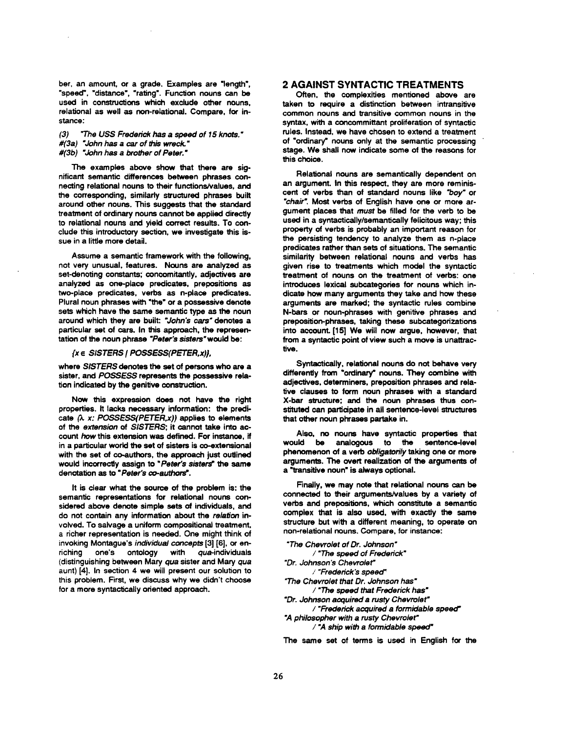ber, an amount, or a grade. Examples are "length", "speed", "distance", "rating". Function nouns can be used in constructions which exclude other nouns, relational as well as non-relational. Compare, for instance:

(3) *"The USS Frederick has a speed of 15 knots."*
#(3a) *"John has a car of this wreck."*
#(3b) *"John has a brother of Peter."*

The examples above show that there are significant semantic differences between phrases connecting relational nouns to their functions/values, and the corresponding, similarly structured phrases built around other nouns. This suggests that the standard treatment of ordinary nouns cannot be applied directly to relational nouns and yield correct results. To conclude this introductory section, we investigate this issue in a little more detail.

Assume a semantic framework with the following, not very unusual, features. Nouns are analyzed as set-denoting constants; concomitantly, adjectives are analyzed as one-place predicates, prepositions as two-place predicates, verbs as n-place predicates. Plural noun phrases with "the" or a possessive denote sets which have the same semantic type as the noun around which they are built: *"John's cars"* denotes a particular set of cars. In this approach, the representation of the noun phrase *"Peter's sisters"* would be:

$\{x \in SISTERS \mid POSSESS(PETER,x)\}$,

where *SISTERS* denotes the set of persons who are a sister, and *POSSESS* represents the possessive relation indicated by the genitive construction.

Now this expression does not have the right properties. It lacks necessary information: the predicate $(\lambda\ x\text{: } POSSESS(PETER,x))$ applies to elements of the *extension* of *SISTERS*; it cannot take into account *how* this extension was defined. For instance, if in a particular world the set of sisters is co-extensional with the set of co-authors, the approach just outlined would incorrectly assign to *"Peter's sisters"* the same denotation as to *"Peter's co-authors"*.

It is clear what the source of the problem is: the semantic representations for relational nouns considered above denote simple sets of individuals, and do not contain any information about the *relation* involved. To salvage a uniform compositional treatment, a richer representation is needed. One might think of invoking Montague's *individual concepts* [3] [6], or enriching one's ontology with *qua*-individuals (distinguishing between Mary *qua* sister and Mary *qua* aunt) [4]. In section 4 we will present our solution to this problem. First, we discuss why we didn't choose for a more syntactically oriented approach.

## 2 AGAINST SYNTACTIC TREATMENTS

Often, the complexities mentioned above are taken to require a distinction between intransitive common nouns and transitive common nouns in the syntax, with a concommittant proliferation of syntactic rules. Instead, we have chosen to extend a treatment of "ordinary" nouns only at the semantic processing stage. We shall now indicate some of the reasons for this choice.

Relational nouns are semantically dependent on an argument. In this respect, they are more reminiscent of verbs than of standard nouns like *"boy"* or *"chair"*. Most verbs of English have one or more argument places that *must* be filled for the verb to be used in a syntactically/semantically felicitous way; this property of verbs is probably an important reason for the persisting tendency to analyze them as n-place predicates rather than sets of situations. The semantic similarity between relational nouns and verbs has given rise to treatments which model the syntactic treatment of nouns on the treatment of verbs: one introduces lexical subcategories for nouns which indicate how many arguments they take and how these arguments are marked; the syntactic rules combine N-bars or noun-phrases with genitive phrases and preposition-phrases, taking these subcategorizations into account. [15] We will now argue, however, that from a syntactic point of view such a move is unattractive.

Syntactically, relational nouns do not behave very differently from "ordinary" nouns. They combine with adjectives, determiners, preposition phrases and relative clauses to form noun phrases with a standard X-bar structure; and the noun phrases thus constituted can participate in all sentence-level structures that other noun phrases partake in.

Also, no nouns have syntactic properties that would be analogous to the sentence-level phenomenon of a verb *obligatorily* taking one or more arguments. The overt realization of the arguments of a "transitive noun" is always optional.

Finally, we may note that relational nouns can be connected to their arguments/values by a variety of verbs and prepositions, which constitute a semantic complex that is also used, with exactly the same structure but with a different meaning, to operate on non-relational nouns. Compare, for instance:

*"The Chevrolet of Dr. Johnson"*
/ *"The speed of Frederick"*
*"Dr. Johnson's Chevrolet"*
/ *"Frederick's speed"*
*"The Chevrolet that Dr. Johnson has"*
/ *"The speed that Frederick has"*
*"Dr. Johnson acquired a rusty Chevrolet"*
/ *"Frederick acquired a formidable speed"*
*"A philosopher with a rusty Chevrolet"*
/ *"A ship with a formidable speed"*

The same set of terms is used in English for the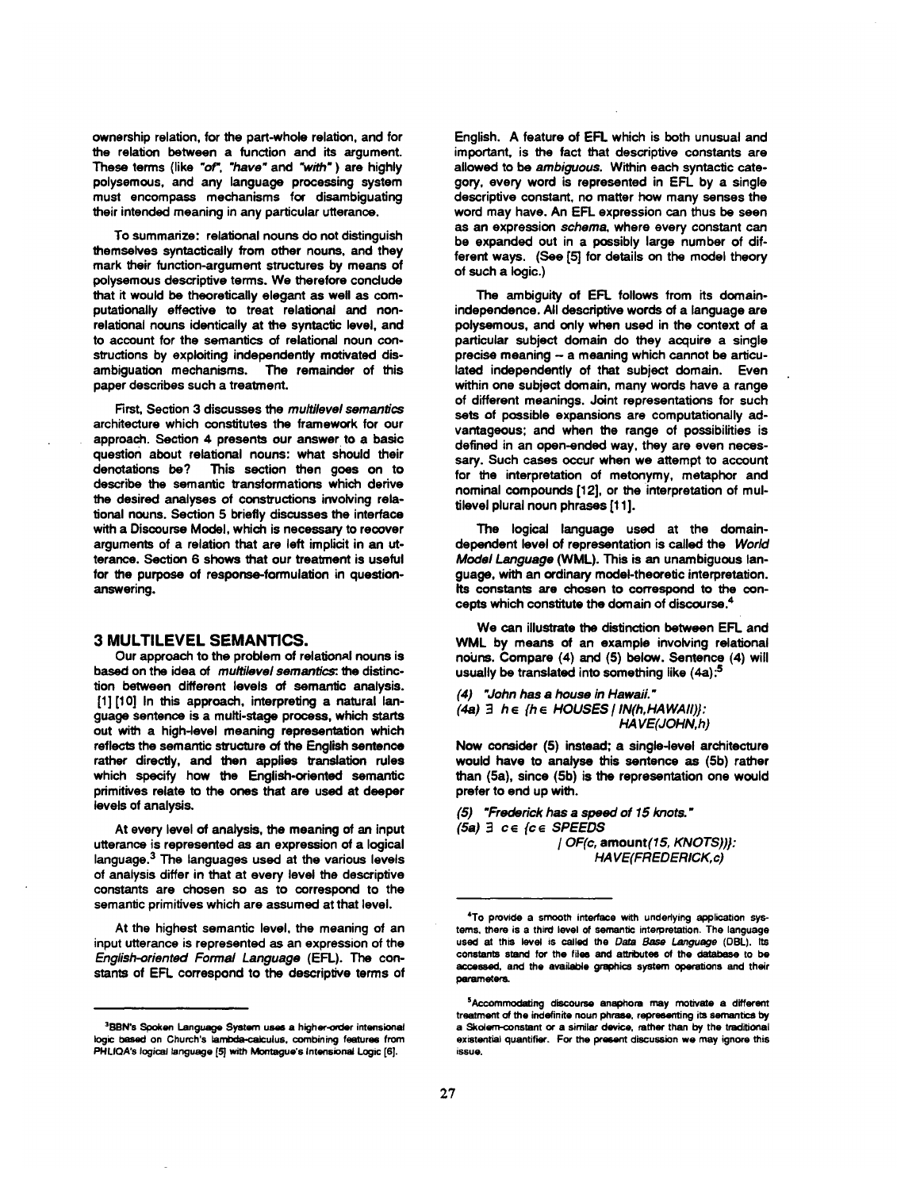ownership relation, for the part-whole relation, and for the relation between a function and its argument. These terms (like *"of"*, *"have"* and *"with"*) are highly polysemous, and any language processing system must encompass mechanisms for disambiguating their intended meaning in any particular utterance.

To summarize: relational nouns do not distinguish themselves syntactically from other nouns, and they mark their function-argument structures by means of polysemous descriptive terms. We therefore conclude that it would be theoretically elegant as well as computationally effective to treat relational and non-relational nouns identically at the syntactic level, and to account for the semantics of relational noun constructions by exploiting independently motivated disambiguation mechanisms. The remainder of this paper describes such a treatment.

First, Section 3 discusses the *multilevel semantics* architecture which constitutes the framework for our approach. Section 4 presents our answer to a basic question about relational nouns: what should their denotations be? This section then goes on to describe the semantic transformations which derive the desired analyses of constructions involving relational nouns. Section 5 briefly discusses the interface with a Discourse Model, which is necessary to recover arguments of a relation that are left implicit in an utterance. Section 6 shows that our treatment is useful for the purpose of response-formulation in question-answering.

## 3 MULTILEVEL SEMANTICS.

Our approach to the problem of relational nouns is based on the idea of *multilevel semantics*: the distinction between different levels of semantic analysis. [1] [10] In this approach, interpreting a natural language sentence is a multi-stage process, which starts out with a high-level meaning representation which reflects the semantic structure of the English sentence rather directly, and then applies translation rules which specify how the English-oriented semantic primitives relate to the ones that are used at deeper levels of analysis.

At every level of analysis, the meaning of an input utterance is represented as an expression of a logical language.[3] The languages used at the various levels of analysis differ in that at every level the descriptive constants are chosen so as to correspond to the semantic primitives which are assumed at that level.

At the highest semantic level, the meaning of an input utterance is represented as an expression of the *English-oriented Formal Language* (EFL). The constants of EFL correspond to the descriptive terms of English. A feature of EFL which is both unusual and important, is the fact that descriptive constants are allowed to be *ambiguous*. Within each syntactic category, every word is represented in EFL by a single descriptive constant, no matter how many senses the word may have. An EFL expression can thus be seen as an expression *schema*, where every constant can be expanded out in a possibly large number of different ways. (See [5] for details on the model theory of such a logic.)

The ambiguity of EFL follows from its domain-independence. All descriptive words of a language are polysemous, and only when used in the context of a particular subject domain do they acquire a single precise meaning -- a meaning which cannot be articulated independently of that subject domain. Even within one subject domain, many words have a range of different meanings. Joint representations for such sets of possible expansions are computationally advantageous; and when the range of possibilities is defined in an open-ended way, they are even necessary. Such cases occur when we attempt to account for the interpretation of metonymy, metaphor and nominal compounds [12], or the interpretation of multilevel plural noun phrases [11].

The logical language used at the domain-dependent level of representation is called the *World Model Language* (WML). This is an unambiguous language, with an ordinary model-theoretic interpretation. Its constants are chosen to correspond to the concepts which constitute the domain of discourse.[4]

We can illustrate the distinction between EFL and WML by means of an example involving relational nouns. Compare (4) and (5) below. Sentence (4) will usually be translated into something like (4a):[5]

*(4) "John has a house in Hawaii."*

*(4a)* $\exists\ h \in \{h \in HOUSES \mid IN(h, HAWAII)\}: HAVE(JOHN, h)$

Now consider (5) instead; a single-level architecture would have to analyse this sentence as (5b) rather than (5a), since (5b) is the representation one would prefer to end up with.

*(5) "Frederick has a speed of 15 knots."*

*(5a)* $\exists\ c \in \{c \in SPEEDS \mid OF(c, \mathrm{amount}(15, KNOTS))\}: HAVE(FREDERICK, c)$

---

[3] BBN's Spoken Language System uses a higher-order intensional logic based on Church's lambda-calculus, combining features from PHLIQA's logical language [5] with Montague's Intensional Logic [6].

[4] To provide a smooth interface with underlying application systems, there is a third level of semantic interpretation. The language used at this level is called the *Data Base Language* (DBL). Its constants stand for the files and attributes of the database to be accessed, and the available graphics system operations and their parameters.

[5] Accommodating discourse anaphora may motivate a different treatment of the indefinite noun phrase, representing its semantics by a Skolem-constant or a similar device, rather than by the traditional existential quantifier. For the present discussion we may ignore this issue.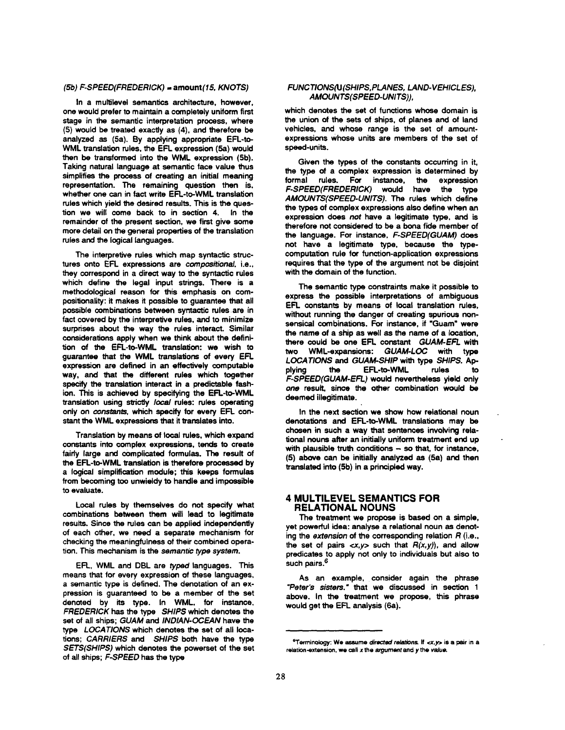*(5b) F-SPEED(FREDERICK)* = **amount***(15, KNOTS)*

In a multilevel semantics architecture, however, one would prefer to maintain a completely uniform first stage in the semantic interpretation process, where (5) would be treated exactly as (4), and therefore be analyzed as (5a). By applying appropriate EFL-to-WML translation rules, the EFL expression (5a) would then be transformed into the WML expression (5b). Taking natural language at semantic face value thus simplifies the process of creating an initial meaning representation. The remaining question then is, whether one can in fact write EFL-to-WML translation rules which yield the desired results. This is the question we will come back to in section 4. In the remainder of the present section, we first give some more detail on the general properties of the translation rules and the logical languages.

The interpretive rules which map syntactic structures onto EFL expressions are *compositional*, i.e., they correspond in a direct way to the syntactic rules which define the legal input strings. There is a methodological reason for this emphasis on compositionality: it makes it possible to guarantee that all possible combinations between syntactic rules are in fact covered by the interpretive rules, and to minimize surprises about the way the rules interact. Similar considerations apply when we think about the definition of the EFL-to-WML translation: we wish to guarantee that the WML translations of every EFL expression are defined in an effectively computable way, and that the different rules which together specify the translation interact in a predictable fashion. This is achieved by specifying the EFL-to-WML translation using strictly *local* rules: rules operating only on *constants*, which specify for every EFL constant the WML expressions that it translates into.

Translation by means of local rules, which expand constants into complex expressions, tends to create fairly large and complicated formulas. The result of the EFL-to-WML translation is therefore processed by a logical simplification module; this keeps formulas from becoming too unwieldy to handle and impossible to evaluate.

Local rules by themselves do not specify what combinations between them will lead to legitimate results. Since the rules can be applied independently of each other, we need a separate mechanism for checking the meaningfulness of their combined operation. This mechanism is the *semantic type system*.

EFL, WML and DBL are *typed* languages. This means that for every expression of these languages, a semantic type is defined. The denotation of an expression is guaranteed to be a member of the set denoted by its type. In WML, for instance, *FREDERICK* has the type *SHIPS* which denotes the set of all ships; *GUAM* and *INDIAN-OCEAN* have the type *LOCATIONS* which denotes the set of all locations; *CARRIERS* and *SHIPS* both have the type *SETS(SHIPS)* which denotes the powerset of the set of all ships; *F-SPEED* has the type

*FUNCTIONS(U(SHIPS,PLANES, LAND-VEHICLES), AMOUNTS(SPEED-UNITS)),*

which denotes the set of functions whose domain is the union of the sets of ships, of planes and of land vehicles, and whose range is the set of amount-expressions whose units are members of the set of speed-units.

Given the types of the constants occurring in it, the type of a complex expression is determined by formal rules. For instance, the expression *F-SPEED(FREDERICK)* would have the type *AMOUNTS(SPEED-UNITS)*. The rules which define the types of complex expressions also define when an expression does *not* have a legitimate type, and is therefore not considered to be a bona fide member of the language. For instance, *F-SPEED(GUAM)* does not have a legitimate type, because the type-computation rule for function-application expressions requires that the type of the argument not be disjoint with the domain of the function.

The semantic type constraints make it possible to express the possible interpretations of ambiguous EFL constants by means of local translation rules, without running the danger of creating spurious nonsensical combinations. For instance, if "Guam" were the name of a ship as well as the name of a location, there could be one EFL constant *GUAM-EFL* with two WML-expansions: *GUAM-LOC* with type *LOCATIONS* and *GUAM-SHIP* with type *SHIPS*. Applying the EFL-to-WML rules to *F-SPEED(GUAM-EFL)* would nevertheless yield only *one* result, since the other combination would be deemed illegitimate.

In the next section we show how relational noun denotations and EFL-to-WML translations may be chosen in such a way that sentences involving relational nouns after an initially uniform treatment end up with plausible truth conditions -- so that, for instance, (5) above can be initially analyzed as (5a) and then translated into (5b) in a principled way.

## 4 MULTILEVEL SEMANTICS FOR RELATIONAL NOUNS

The treatment we propose is based on a simple, yet powerful idea: analyse a relational noun as denoting the *extension* of the corresponding relation *R* (i.e., the set of pairs *<x,y>* such that *R(x,y)*), and allow predicates to apply not only to individuals but also to such pairs.[6]

As an example, consider again the phrase *"Peter's sisters."* that we discussed in section 1 above. In the treatment we propose, this phrase would get the EFL analysis (6a).

---

[6] Terminology: We assume *directed relations*. If *<x,y>* is a pair in a relation-extension, we call *x* the *argument* and *y* the *value*.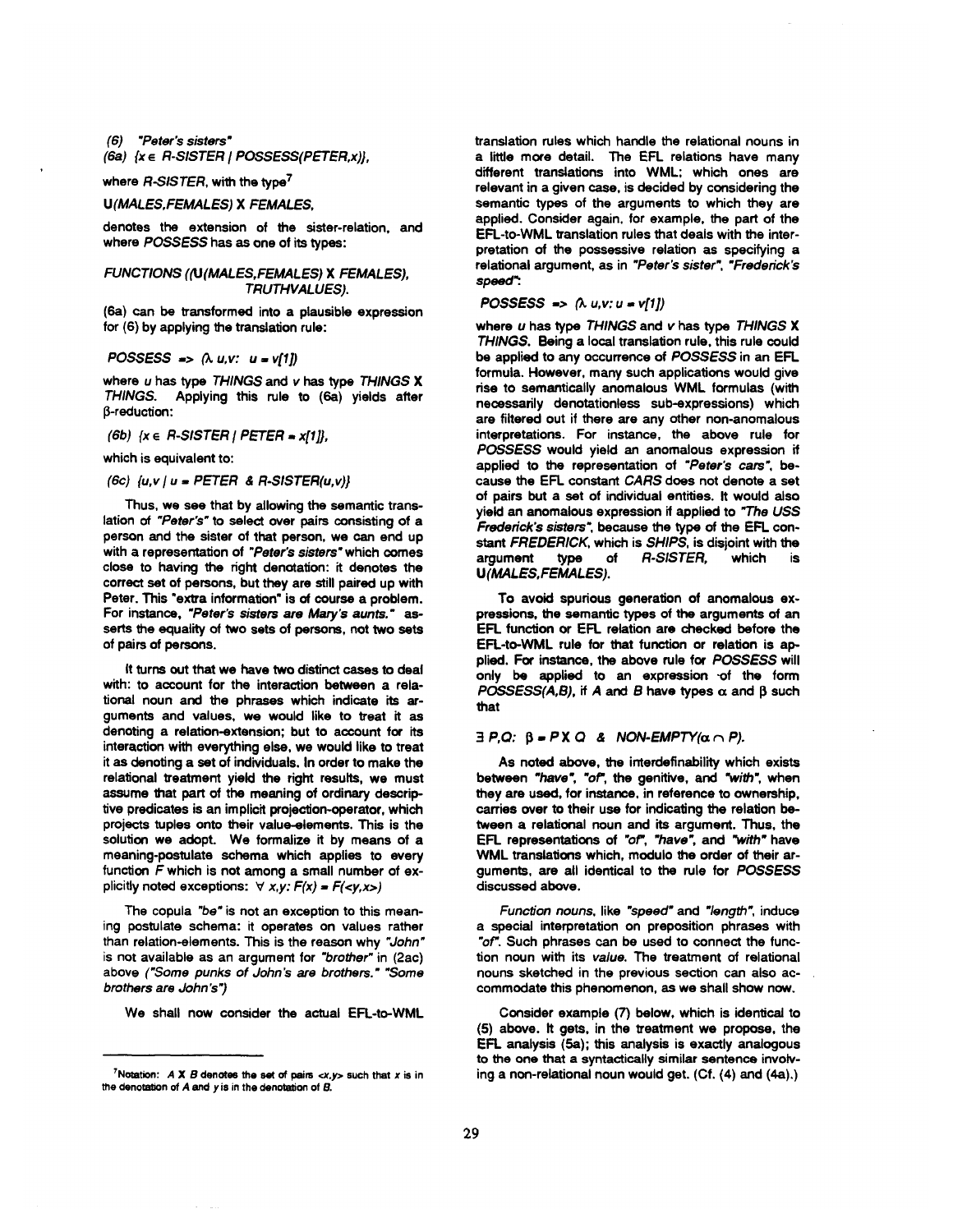(6) *"Peter's sisters"*

(6a) $\{x \in \textit{R-SISTER} \mid \textit{POSSESS}(\textit{PETER},x)\}$,

where *R-SISTER*, with the type[7]

$\cup(\textit{MALES},\textit{FEMALES}) \times \textit{FEMALES}$,

denotes the extension of the sister-relation, and where *POSSESS* has as one of its types:

$$\textit{FUNCTIONS}((\cup(\textit{MALES},\textit{FEMALES}) \times \textit{FEMALES}), \textit{TRUTHVALUES}).$$

(6a) can be transformed into a plausible expression for (6) by applying the translation rule:

$\textit{POSSESS} \Rightarrow (\lambda\ u,v:\ u = v[1])$

where *u* has type *THINGS* and *v* has type *THINGS* X *THINGS*. Applying this rule to (6a) yields after β-reduction:

(6b) $\{x \in \textit{R-SISTER} \mid \textit{PETER} = x[1]\}$,

which is equivalent to:

(6c) $\{u,v \mid u = \textit{PETER}\ \&\ \textit{R-SISTER}(u,v)\}$

Thus, we see that by allowing the semantic translation of *"Peter's"* to select over pairs consisting of a person and the sister of that person, we can end up with a representation of *"Peter's sisters"* which comes close to having the right denotation: it denotes the correct set of persons, but they are still paired up with Peter. This "extra information" is of course a problem. For instance, *"Peter's sisters are Mary's aunts."* asserts the equality of two sets of persons, not two sets of pairs of persons.

It turns out that we have two distinct cases to deal with: to account for the interaction between a relational noun and the phrases which indicate its arguments and values, we would like to treat it as denoting a relation-extension; but to account for its interaction with everything else, we would like to treat it as denoting a set of individuals. In order to make the relational treatment yield the right results, we must assume that part of the meaning of ordinary descriptive predicates is an implicit projection-operator, which projects tuples onto their value-elements. This is the solution we adopt. We formalize it by means of a meaning-postulate schema which applies to every function *F* which is not among a small number of explicitly noted exceptions: $\forall\ x,y:\ F(x) = F(<y,x>)$

The copula *"be"* is not an exception to this meaning postulate schema: it operates on values rather than relation-elements. This is the reason why *"John"* is not available as an argument for *"brother"* in (2ac) above (*"Some punks of John's are brothers." "Some brothers are John's"*)

We shall now consider the actual EFL-to-WML translation rules which handle the relational nouns in a little more detail. The EFL relations have many different translations into WML; which ones are relevant in a given case, is decided by considering the semantic types of the arguments to which they are applied. Consider again, for example, the part of the EFL-to-WML translation rules that deals with the interpretation of the possessive relation as specifying a relational argument, as in *"Peter's sister"*, *"Frederick's speed"*:

$\textit{POSSESS} \Rightarrow (\lambda\ u,v:\ u = v[1])$

where *u* has type *THINGS* and *v* has type *THINGS* X *THINGS*. Being a local translation rule, this rule could be applied to any occurrence of *POSSESS* in an EFL formula. However, many such applications would give rise to semantically anomalous WML formulas (with necessarily denotationless sub-expressions) which are filtered out if there are any other non-anomalous interpretations. For instance, the above rule for *POSSESS* would yield an anomalous expression if applied to the representation of *"Peter's cars"*, because the EFL constant *CARS* does not denote a set of pairs but a set of individual entities. It would also yield an anomalous expression if applied to *"The USS Frederick's sisters"*, because the type of the EFL constant *FREDERICK*, which is *SHIPS*, is disjoint with the argument type of *R-SISTER*, which is $\cup(\textit{MALES},\textit{FEMALES})$.

To avoid spurious generation of anomalous expressions, the semantic types of the arguments of an EFL function or EFL relation are checked before the EFL-to-WML rule for that function or relation is applied. For instance, the above rule for *POSSESS* will only be applied to an expression of the form *POSSESS(A,B)*, if *A* and *B* have types α and β such that

$$\exists\ P,Q:\ \beta = P \times Q\ \ \&\ \ \textit{NON-EMPTY}(\alpha \cap P).$$

As noted above, the interdefinability which exists between *"have"*, *"of"*, the genitive, and *"with"*, when they are used, for instance, in reference to ownership, carries over to their use for indicating the relation between a relational noun and its argument. Thus, the EFL representations of *"of"*, *"have"*, and *"with"* have WML translations which, modulo the order of their arguments, are all identical to the rule for *POSSESS* discussed above.

*Function nouns*, like *"speed"* and *"length"*, induce a special interpretation on preposition phrases with *"of"*. Such phrases can be used to connect the function noun with its *value*. The treatment of relational nouns sketched in the previous section can also accommodate this phenomenon, as we shall show now.

Consider example (7) below, which is identical to (5) above. It gets, in the treatment we propose, the EFL analysis (5a); this analysis is exactly analogous to the one that a syntactically similar sentence involving a non-relational noun would get. (Cf. (4) and (4a).)

---

[7] Notation: *A* X *B* denotes the set of pairs <x,y> such that *x* is in the denotation of *A* and *y* is in the denotation of *B*.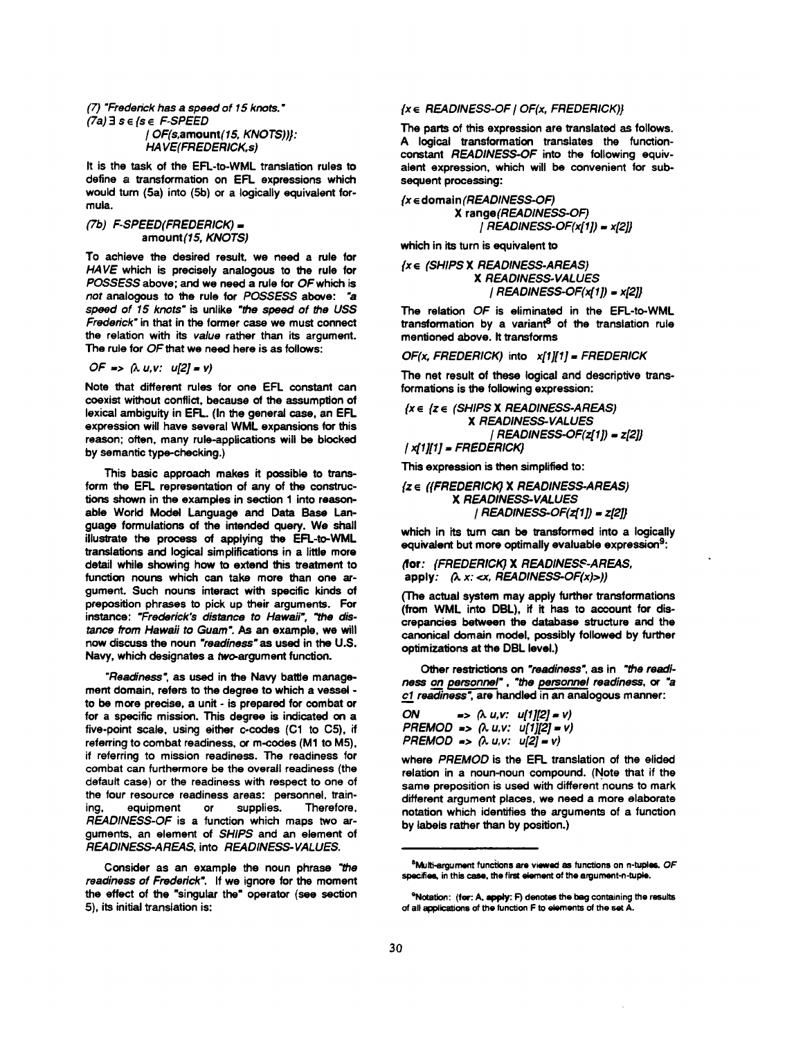(7) *"Frederick has a speed of 15 knots."*

(7a) $\exists\, s \in \{s \in$ *F-SPEED* $\mid$ *OF*(*s*,**amount**(*15, KNOTS*))$\}$: *HAVE*(*FREDERICK,s*)

It is the task of the EFL-to-WML translation rules to define a transformation on EFL expressions which would turn (5a) into (5b) or a logically equivalent formula.

(7b) *F-SPEED*(*FREDERICK*) = **amount**(*15, KNOTS*)

To achieve the desired result, we need a rule for *HAVE* which is precisely analogous to the rule for *POSSESS* above; and we need a rule for *OF* which is *not* analogous to the rule for *POSSESS* above: *"a speed of 15 knots"* is unlike *"the speed of the USS Frederick"* in that in the former case we must connect the relation with its *value* rather than its argument. The rule for *OF* that we need here is as follows:

*OF* => $(\lambda\, u,v{:}\ u[2] = v)$

Note that different rules for one EFL constant can coexist without conflict, because of the assumption of lexical ambiguity in EFL. (In the general case, an EFL expression will have several WML expansions for this reason; often, many rule-applications will be blocked by semantic type-checking.)

This basic approach makes it possible to transform the EFL representation of any of the constructions shown in the examples in section 1 into reasonable World Model Language and Data Base Language formulations of the intended query. We shall illustrate the process of applying the EFL-to-WML translations and logical simplifications in a little more detail while showing how to extend this treatment to function nouns which can take more than one argument. Such nouns interact with specific kinds of preposition phrases to pick up their arguments. For instance: *"Frederick's distance to Hawaii"*, *"the distance from Hawaii to Guam"*. As an example, we will now discuss the noun *"readiness"* as used in the U.S. Navy, which designates a *two*-argument function.

*"Readiness"*, as used in the Navy battle management domain, refers to the degree to which a vessel - to be more precise, a unit - is prepared for combat or for a specific mission. This degree is indicated on a five-point scale, using either c-codes (C1 to C5), if referring to combat readiness, or m-codes (M1 to M5), if referring to mission readiness. The readiness for combat can furthermore be the overall readiness (the default case) or the readiness with respect to one of the four resource readiness areas: personnel, training, equipment or supplies. Therefore, *READINESS-OF* is a function which maps two arguments, an element of *SHIPS* and an element of *READINESS-AREAS*, into *READINESS-VALUES*.

Consider as an example the noun phrase *"the readiness of Frederick"*. If we ignore for the moment the effect of the "singular the" operator (see section 5), its initial translation is:

$\{x \in$ *READINESS-OF* $\mid$ *OF*(*x, FREDERICK*)$\}$

The parts of this expression are translated as follows. A logical transformation translates the function-constant *READINESS-OF* into the following equivalent expression, which will be convenient for subsequent processing:

$\{x \in$ **domain**(*READINESS-OF*) X **range**(*READINESS-OF*) $\mid$ *READINESS-OF*($x[1]$) = $x[2]\}$

which in its turn is equivalent to

$\{x \in$ (*SHIPS* X *READINESS-AREAS*) X *READINESS-VALUES* $\mid$ *READINESS-OF*($x[1]$) = $x[2]\}$

The relation *OF* is eliminated in the EFL-to-WML transformation by a variant[8] of the translation rule mentioned above. It transforms

*OF*(*x, FREDERICK*) into $x[1][1]$ = *FREDERICK*

The net result of these logical and descriptive transformations is the following expression:

$\{x \in \{z \in$ (*SHIPS* X *READINESS-AREAS*) X *READINESS-VALUES* $\mid$ *READINESS-OF*($z[1]$) = $z[2]\}$ $\mid x[1][1]$ = *FREDERICK*$\}$

This expression is then simplified to:

$\{z \in$ ($\{$*FREDERICK*$\}$ X *READINESS-AREAS*) X *READINESS-VALUES* $\mid$ *READINESS-OF*($z[1]$) = $z[2]\}$

which in its turn can be transformed into a logically equivalent but more optimally evaluable expression[9]:

(**for**: $\{$*FREDERICK*$\}$ X *READINESS-AREAS*, **apply**: $(\lambda\, x{:}\ \langle x,$ *READINESS-OF*$(x)\rangle))$

(The actual system may apply further transformations (from WML into DBL), if it has to account for discrepancies between the database structure and the canonical domain model, possibly followed by further optimizations at the DBL level.)

Other restrictions on *"readiness"*, as in *"the readiness on personnel"*, *"the personnel readiness*, or *"a c1 readiness"*, are handled in an analogous manner:

*ON* => $(\lambda\, u,v{:}\ u[1][2] = v)$
*PREMOD* => $(\lambda\, u,v{:}\ u[1][2] = v)$
*PREMOD* => $(\lambda\, u,v{:}\ u[2] = v)$

where *PREMOD* is the EFL translation of the elided relation in a noun-noun compound. (Note that if the same preposition is used with different nouns to mark different argument places, we need a more elaborate notation which identifies the arguments of a function by labels rather than by position.)

---

[8] Multi-argument functions are viewed as functions on n-tuples. *OF* specifies, in this case, the first element of the argument-n-tuple.

[9] Notation: (**for**: A, **apply**: F) denotes the bag containing the results of all applications of the function F to elements of the set A.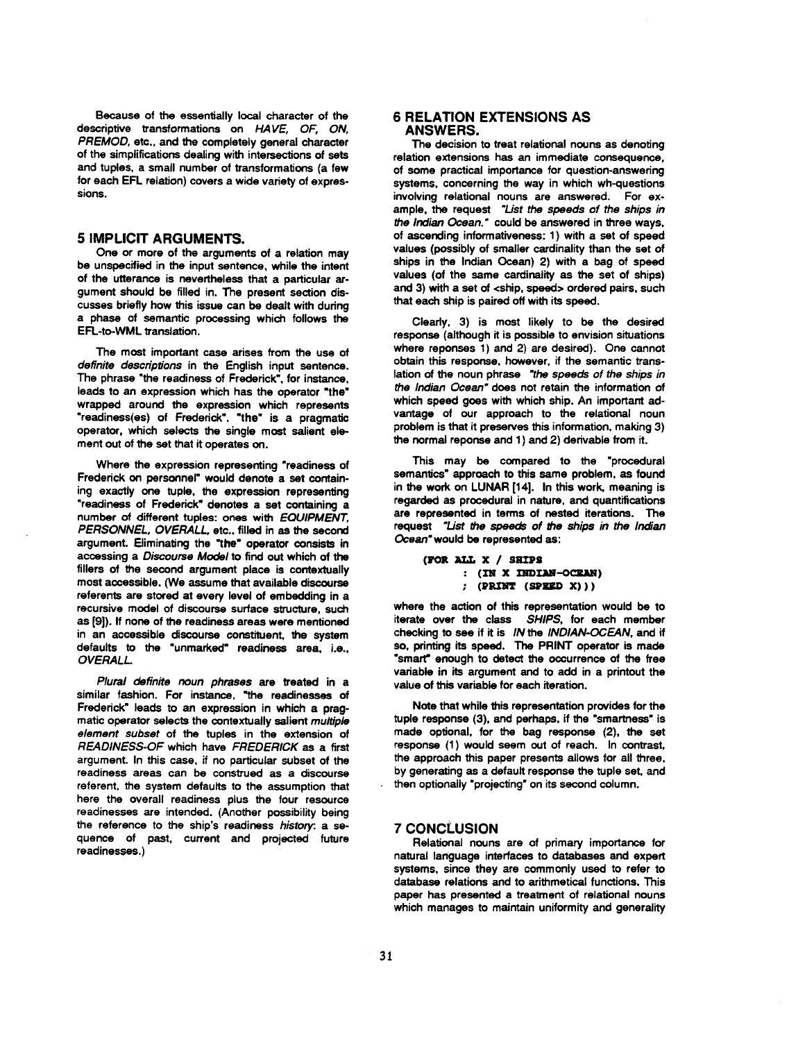Because of the essentially local character of the descriptive transformations on *HAVE, OF, ON, PREMOD*, etc., and the completely general character of the simplifications dealing with intersections of sets and tuples, a small number of transformations (a few for each EFL relation) covers a wide variety of expressions.

## 5 IMPLICIT ARGUMENTS.

One or more of the arguments of a relation may be unspecified in the input sentence, while the intent of the utterance is nevertheless that a particular argument should be filled in. The present section discusses briefly how this issue can be dealt with during a phase of semantic processing which follows the EFL-to-WML translation.

The most important case arises from the use of *definite descriptions* in the English input sentence. The phrase "the readiness of Frederick", for instance, leads to an expression which has the operator "the" wrapped around the expression which represents "readiness(es) of Frederick". "the" is a pragmatic operator, which selects the single most salient element out of the set that it operates on.

Where the expression representing "readiness of Frederick on personnel" would denote a set containing exactly one tuple, the expression representing "readiness of Frederick" denotes a set containing a number of different tuples: ones with *EQUIPMENT, PERSONNEL, OVERALL*, etc., filled in as the second argument. Eliminating the "the" operator consists in accessing a *Discourse Model* to find out which of the fillers of the second argument place is contextually most accessible. (We assume that available discourse referents are stored at every level of embedding in a recursive model of discourse surface structure, such as [9]). If none of the readiness areas were mentioned in an accessible discourse constituent, the system defaults to the "unmarked" readiness area, i.e., *OVERALL*.

*Plural definite noun phrases* are treated in a similar fashion. For instance, "the readinesses of Frederick" leads to an expression in which a pragmatic operator selects the contextually salient *multiple element subset* of the tuples in the extension of *READINESS-OF* which have *FREDERICK* as a first argument. In this case, if no particular subset of the readiness areas can be construed as a discourse referent, the system defaults to the assumption that here the overall readiness plus the four resource readinesses are intended. (Another possibility being the reference to the ship's readiness *history*: a sequence of past, current and projected future readinesses.)

## 6 RELATION EXTENSIONS AS ANSWERS.

The decision to treat relational nouns as denoting relation extensions has an immediate consequence, of some practical importance for question-answering systems, concerning the way in which wh-questions involving relational nouns are answered. For example, the request *"List the speeds of the ships in the Indian Ocean."* could be answered in three ways, of ascending informativeness: 1) with a set of speed values (possibly of smaller cardinality than the set of ships in the Indian Ocean) 2) with a bag of speed values (of the same cardinality as the set of ships) and 3) with a set of <ship, speed> ordered pairs, such that each ship is paired off with its speed.

Clearly, 3) is most likely to be the desired response (although it is possible to envision situations where reponses 1) and 2) are desired). One cannot obtain this response, however, if the semantic translation of the noun phrase *"the speeds of the ships in the Indian Ocean"* does not retain the information of which speed goes with which ship. An important advantage of our approach to the relational noun problem is that it preserves this information, making 3) the normal reponse and 1) and 2) derivable from it.

This may be compared to the "procedural semantics" approach to this same problem, as found in the work on LUNAR [14]. In this work, meaning is regarded as procedural in nature, and quantifications are represented in terms of nested iterations. The request *"List the speeds of the ships in the Indian Ocean"* would be represented as:

```
(FOR ALL X / SHIPS
     : (IN X INDIAN-OCEAN)
     ; (PRINT (SPEED X)))
```

where the action of this representation would be to iterate over the class *SHIPS*, for each member checking to see if it is *IN* the *INDIAN-OCEAN*, and if so, printing its speed. The PRINT operator is made "smart" enough to detect the occurrence of the free variable in its argument and to add in a printout the value of this variable for each iteration.

Note that while this representation provides for the tuple response (3), and perhaps, if the "smartness" is made optional, for the bag response (2), the set response (1) would seem out of reach. In contrast, the approach this paper presents allows for all three, by generating as a default response the tuple set, and then optionally "projecting" on its second column.

## 7 CONCLUSION

Relational nouns are of primary importance for natural language interfaces to databases and expert systems, since they are commonly used to refer to database relations and to arithmetical functions. This paper has presented a treatment of relational nouns which manages to maintain uniformity and generality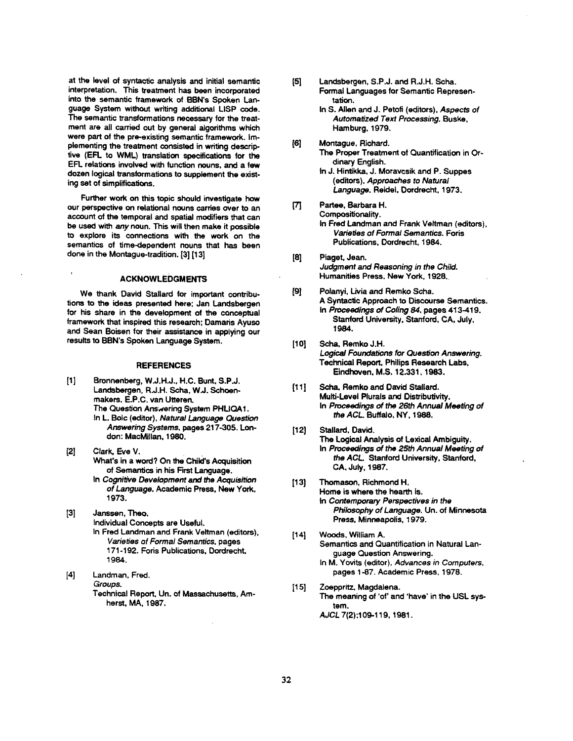at the level of syntactic analysis and initial semantic interpretation. This treatment has been incorporated into the semantic framework of BBN's Spoken Language System without writing additional LISP code. The semantic transformations necessary for the treatment are all carried out by general algorithms which were part of the pre-existing semantic framework. Implementing the treatment consisted in writing descriptive (EFL to WML) translation specifications for the EFL relations involved with function nouns, and a few dozen logical transformations to supplement the existing set of simplifications.

Further work on this topic should investigate how our perspective on relational nouns carries over to an account of the temporal and spatial modifiers that can be used with *any* noun. This will then make it possible to explore its connections with the work on the semantics of time-dependent nouns that has been done in the Montague-tradition. [3] [13]

## ACKNOWLEDGMENTS

We thank David Stallard for important contributions to the ideas presented here; Jan Landsbergen for his share in the development of the conceptual framework that inspired this research; Damaris Ayuso and Sean Boisen for their assistance in applying our results to BBN's Spoken Language System.

## REFERENCES

[1] Bronnenberg, W.J.H.J., H.C. Bunt, S.P.J. Landsbergen, R.J.H. Scha, W.J. Schoenmakers, E.P.C. van Utteren. The Question Answering System PHLIQA1. In L. Bolc (editor), *Natural Language Question Answering Systems*, pages 217-305. London: MacMillan, 1980.

[2] Clark, Eve V. What's in a word? On the Child's Acquisition of Semantics in his First Language. In *Cognitive Development and the Acquisition of Language*. Academic Press, New York, 1973.

[3] Janssen, Theo. Individual Concepts are Useful. In Fred Landman and Frank Veltman (editors), *Varieties of Formal Semantics*, pages 171-192. Foris Publications, Dordrecht, 1984.

[4] Landman, Fred. *Groups*. Technical Report, Un. of Massachusetts, Amherst, MA, 1987.

[5] Landsbergen, S.P.J. and R.J.H. Scha. Formal Languages for Semantic Representation. In S. Allen and J. Petofi (editors), *Aspects of Automatized Text Processing*. Buske, Hamburg, 1979.

[6] Montague, Richard. The Proper Treatment of Quantification in Ordinary English. In J. Hintikka, J. Moravcsik and P. Suppes (editors), *Approaches to Natural Language*. Reidel, Dordrecht, 1973.

[7] Partee, Barbara H. Compositionality. In Fred Landman and Frank Veltman (editors), *Varieties of Formal Semantics*. Foris Publications, Dordrecht, 1984.

[8] Piaget, Jean. *Judgment and Reasoning in the Child*. Humanities Press, New York, 1928.

[9] Polanyi, Livia and Remko Scha. A Syntactic Approach to Discourse Semantics. In *Proceedings of Coling 84*, pages 413-419. Stanford University, Stanford, CA, July, 1984.

[10] Scha, Remko J.H. *Logical Foundations for Question Answering*. Technical Report, Philips Research Labs, Eindhoven, M.S. 12.331, 1983.

[11] Scha, Remko and David Stallard. Multi-Level Plurals and Distributivity. In *Proceedings of the 26th Annual Meeting of the ACL*. Buffalo, NY, 1988.

[12] Stallard, David. The Logical Analysis of Lexical Ambiguity. In *Proceedings of the 25th Annual Meeting of the ACL*. Stanford University, Stanford, CA, July, 1987.

[13] Thomason, Richmond H. Home is where the hearth is. In *Contemporary Perspectives in the Philosophy of Language*. Un. of Minnesota Press, Minneapolis, 1979.

[14] Woods, William A. Semantics and Quantification in Natural Language Question Answering. In M. Yovits (editor), *Advances in Computers*, pages 1-87. Academic Press, 1978.

[15] Zoeppritz, Magdalena. The meaning of 'of' and 'have' in the USL system. *AJCL* 7(2):109-119, 1981.